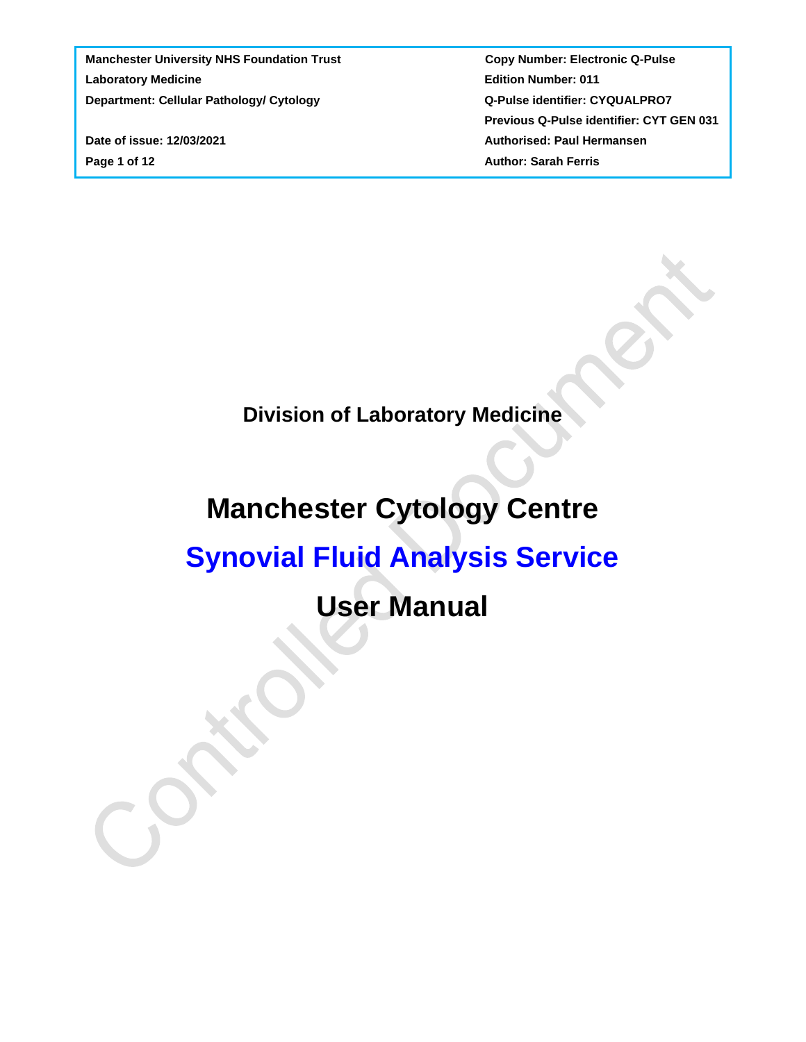| | |
|---|---|
| **Manchester University NHS Foundation Trust** | **Copy Number: Electronic Q-Pulse** |
| **Laboratory Medicine** | **Edition Number: 011** |
| **Department: Cellular Pathology/ Cytology** | **Q-Pulse identifier: CYQUALPRO7** |
| | **Previous Q-Pulse identifier: CYT GEN 031** |
| **Date of issue: 12/03/2021** | **Authorised: Paul Hermansen** |
| | **Author: Sarah Ferris** |

## Division of Laboratory Medicine

# Manchester Cytology Centre

# Synovial Fluid Analysis Service

# User Manual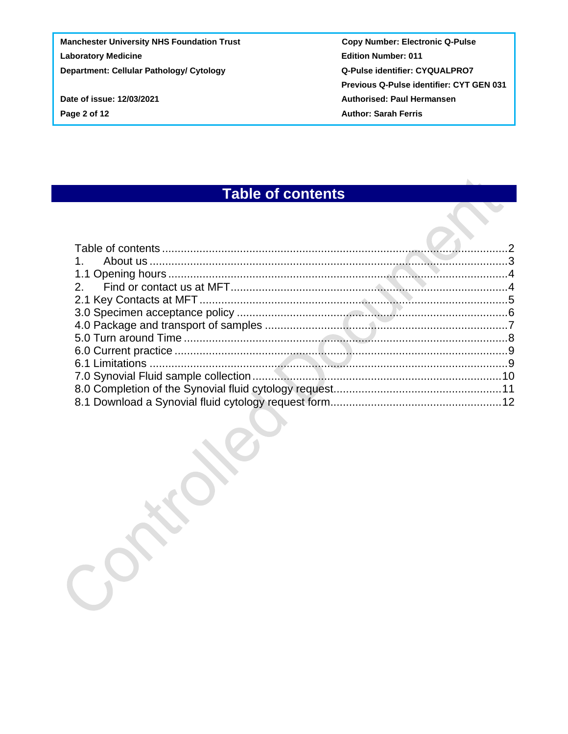# Table of contents

Table of contents ........................................................................................................2
1. About us ..................................................................................................................3
1.1 Opening hours ........................................................................................................4
2. Find or contact us at MFT........................................................................................4
2.1 Key Contacts at MFT ...............................................................................................5
3.0 Specimen acceptance policy ...................................................................................6
4.0 Package and transport of samples ..........................................................................7
5.0 Turn around Time ....................................................................................................8
6.0 Current practice .......................................................................................................9
6.1 Limitations ...............................................................................................................9
7.0 Synovial Fluid sample collection ............................................................................10
8.0 Completion of the Synovial fluid cytology request....................................................11
8.1 Download a Synovial fluid cytology request form.....................................................12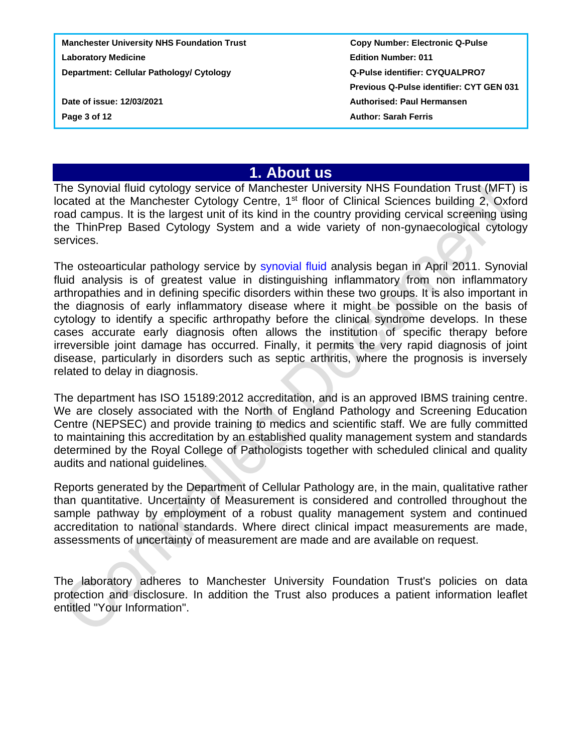# 1. About us

The Synovial fluid cytology service of Manchester University NHS Foundation Trust (MFT) is located at the Manchester Cytology Centre, 1st floor of Clinical Sciences building 2, Oxford road campus. It is the largest unit of its kind in the country providing cervical screening using the ThinPrep Based Cytology System and a wide variety of non-gynaecological cytology services.

The osteoarticular pathology service by synovial fluid analysis began in April 2011. Synovial fluid analysis is of greatest value in distinguishing inflammatory from non inflammatory arthropathies and in defining specific disorders within these two groups. It is also important in the diagnosis of early inflammatory disease where it might be possible on the basis of cytology to identify a specific arthropathy before the clinical syndrome develops. In these cases accurate early diagnosis often allows the institution of specific therapy before irreversible joint damage has occurred. Finally, it permits the very rapid diagnosis of joint disease, particularly in disorders such as septic arthritis, where the prognosis is inversely related to delay in diagnosis.

The department has ISO 15189:2012 accreditation, and is an approved IBMS training centre. We are closely associated with the North of England Pathology and Screening Education Centre (NEPSEC) and provide training to medics and scientific staff. We are fully committed to maintaining this accreditation by an established quality management system and standards determined by the Royal College of Pathologists together with scheduled clinical and quality audits and national guidelines.

Reports generated by the Department of Cellular Pathology are, in the main, qualitative rather than quantitative. Uncertainty of Measurement is considered and controlled throughout the sample pathway by employment of a robust quality management system and continued accreditation to national standards. Where direct clinical impact measurements are made, assessments of uncertainty of measurement are made and are available on request.

The laboratory adheres to Manchester University Foundation Trust's policies on data protection and disclosure. In addition the Trust also produces a patient information leaflet entitled "Your Information".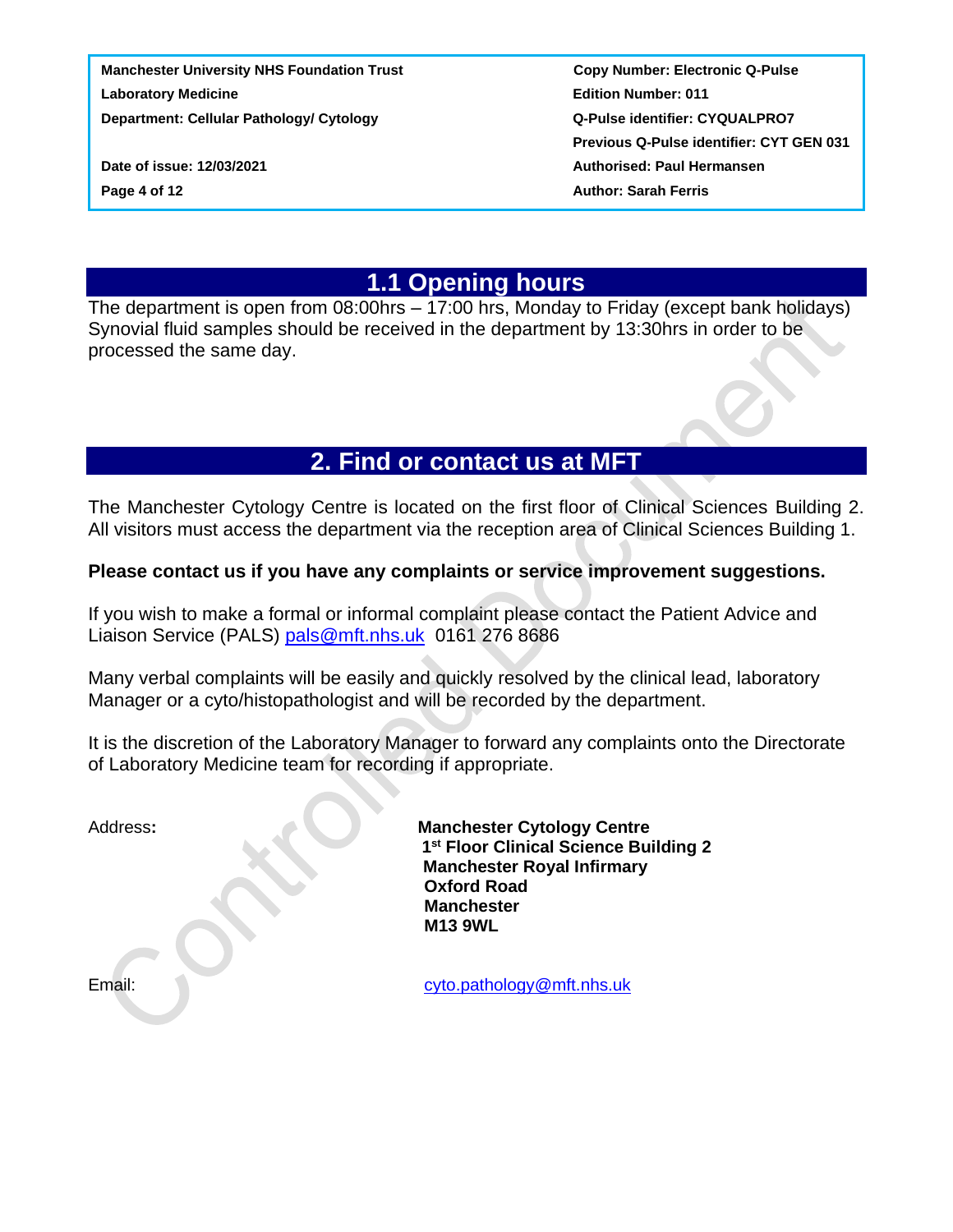## 1.1 Opening hours

The department is open from 08:00hrs – 17:00 hrs, Monday to Friday (except bank holidays) Synovial fluid samples should be received in the department by 13:30hrs in order to be processed the same day.

## 2. Find or contact us at MFT

The Manchester Cytology Centre is located on the first floor of Clinical Sciences Building 2. All visitors must access the department via the reception area of Clinical Sciences Building 1.

**Please contact us if you have any complaints or service improvement suggestions.**

If you wish to make a formal or informal complaint please contact the Patient Advice and Liaison Service (PALS) pals@mft.nhs.uk 0161 276 8686

Many verbal complaints will be easily and quickly resolved by the clinical lead, laboratory Manager or a cyto/histopathologist and will be recorded by the department.

It is the discretion of the Laboratory Manager to forward any complaints onto the Directorate of Laboratory Medicine team for recording if appropriate.

Address**:**

**Manchester Cytology Centre**
**1st Floor Clinical Science Building 2**
**Manchester Royal Infirmary**
**Oxford Road**
**Manchester**
**M13 9WL**

Email: cyto.pathology@mft.nhs.uk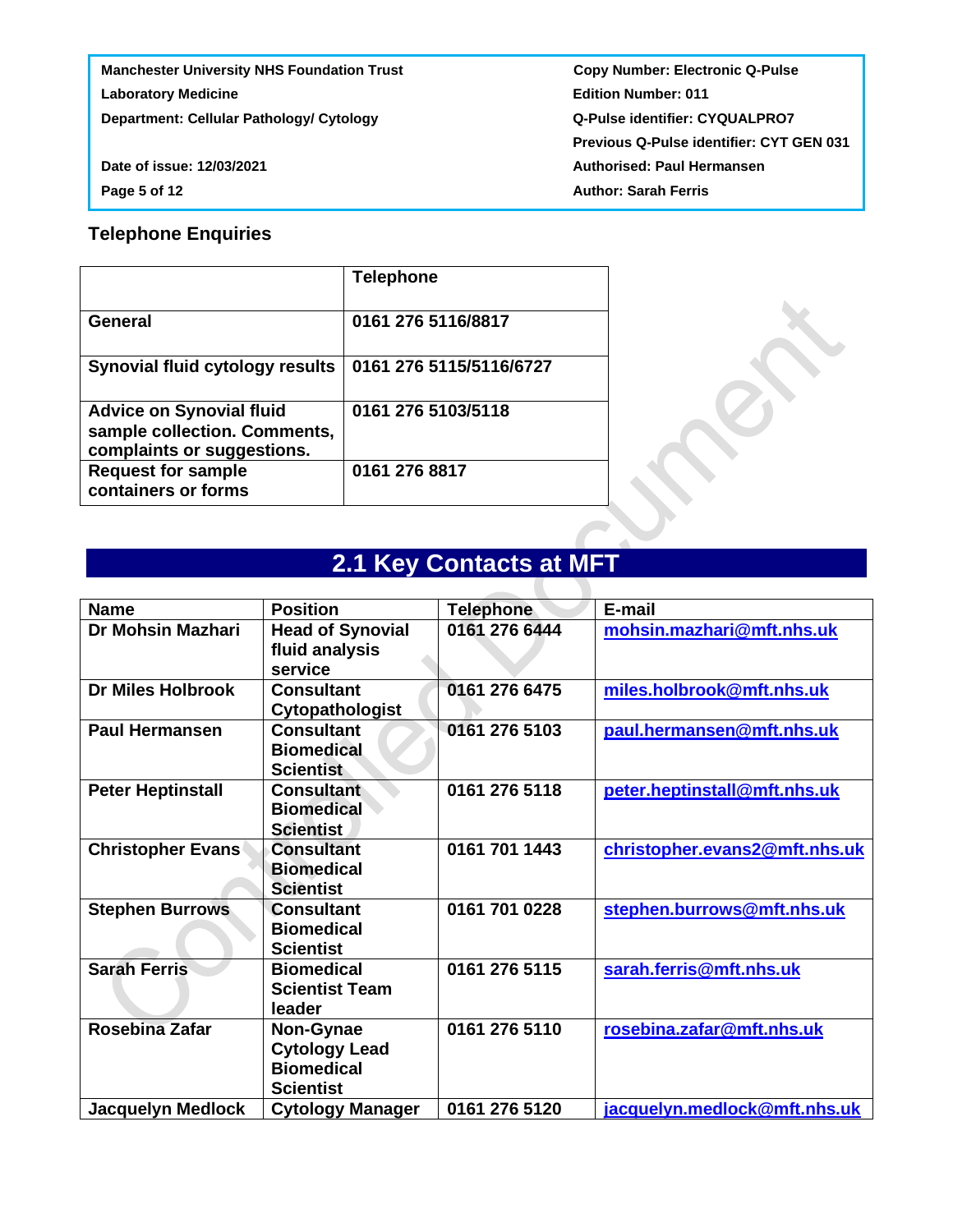### Telephone Enquiries

| | Telephone |
|---|---|
| General | 0161 276 5116/8817 |
| Synovial fluid cytology results | 0161 276 5115/5116/6727 |
| Advice on Synovial fluid sample collection. Comments, complaints or suggestions. | 0161 276 5103/5118 |
| Request for sample containers or forms | 0161 276 8817 |

## 2.1 Key Contacts at MFT

| Name | Position | Telephone | E-mail |
|---|---|---|---|
| Dr Mohsin Mazhari | Head of Synovial fluid analysis service | 0161 276 6444 | mohsin.mazhari@mft.nhs.uk |
| Dr Miles Holbrook | Consultant Cytopathologist | 0161 276 6475 | miles.holbrook@mft.nhs.uk |
| Paul Hermansen | Consultant Biomedical Scientist | 0161 276 5103 | paul.hermansen@mft.nhs.uk |
| Peter Heptinstall | Consultant Biomedical Scientist | 0161 276 5118 | peter.heptinstall@mft.nhs.uk |
| Christopher Evans | Consultant Biomedical Scientist | 0161 701 1443 | christopher.evans2@mft.nhs.uk |
| Stephen Burrows | Consultant Biomedical Scientist | 0161 701 0228 | stephen.burrows@mft.nhs.uk |
| Sarah Ferris | Biomedical Scientist Team leader | 0161 276 5115 | sarah.ferris@mft.nhs.uk |
| Rosebina Zafar | Non-Gynae Cytology Lead Biomedical Scientist | 0161 276 5110 | rosebina.zafar@mft.nhs.uk |
| Jacquelyn Medlock | Cytology Manager | 0161 276 5120 | jacquelyn.medlock@mft.nhs.uk |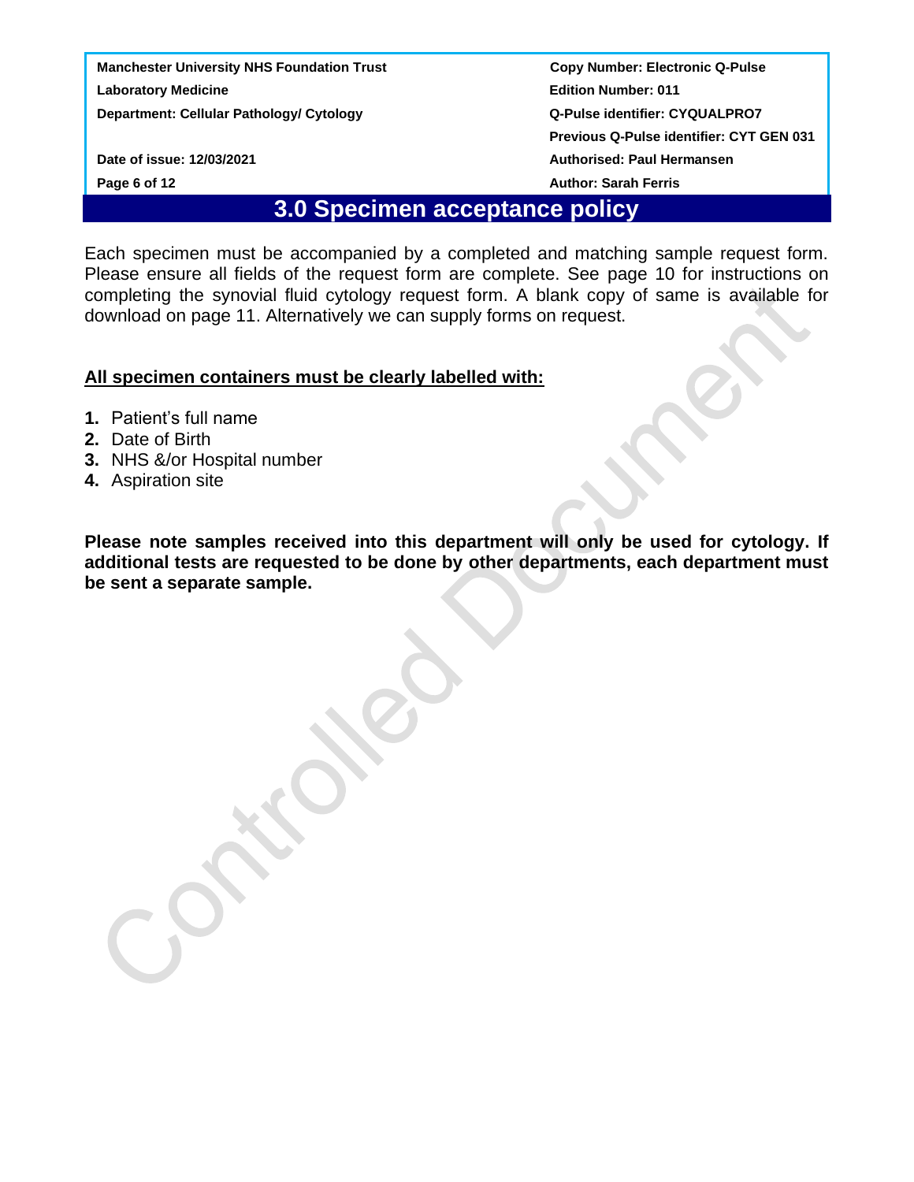# 3.0 Specimen acceptance policy

Each specimen must be accompanied by a completed and matching sample request form. Please ensure all fields of the request form are complete. See page 10 for instructions on completing the synovial fluid cytology request form. A blank copy of same is available for download on page 11. Alternatively we can supply forms on request.

**All specimen containers must be clearly labelled with:**

1. Patient's full name
2. Date of Birth
3. NHS &/or Hospital number
4. Aspiration site

**Please note samples received into this department will only be used for cytology. If additional tests are requested to be done by other departments, each department must be sent a separate sample.**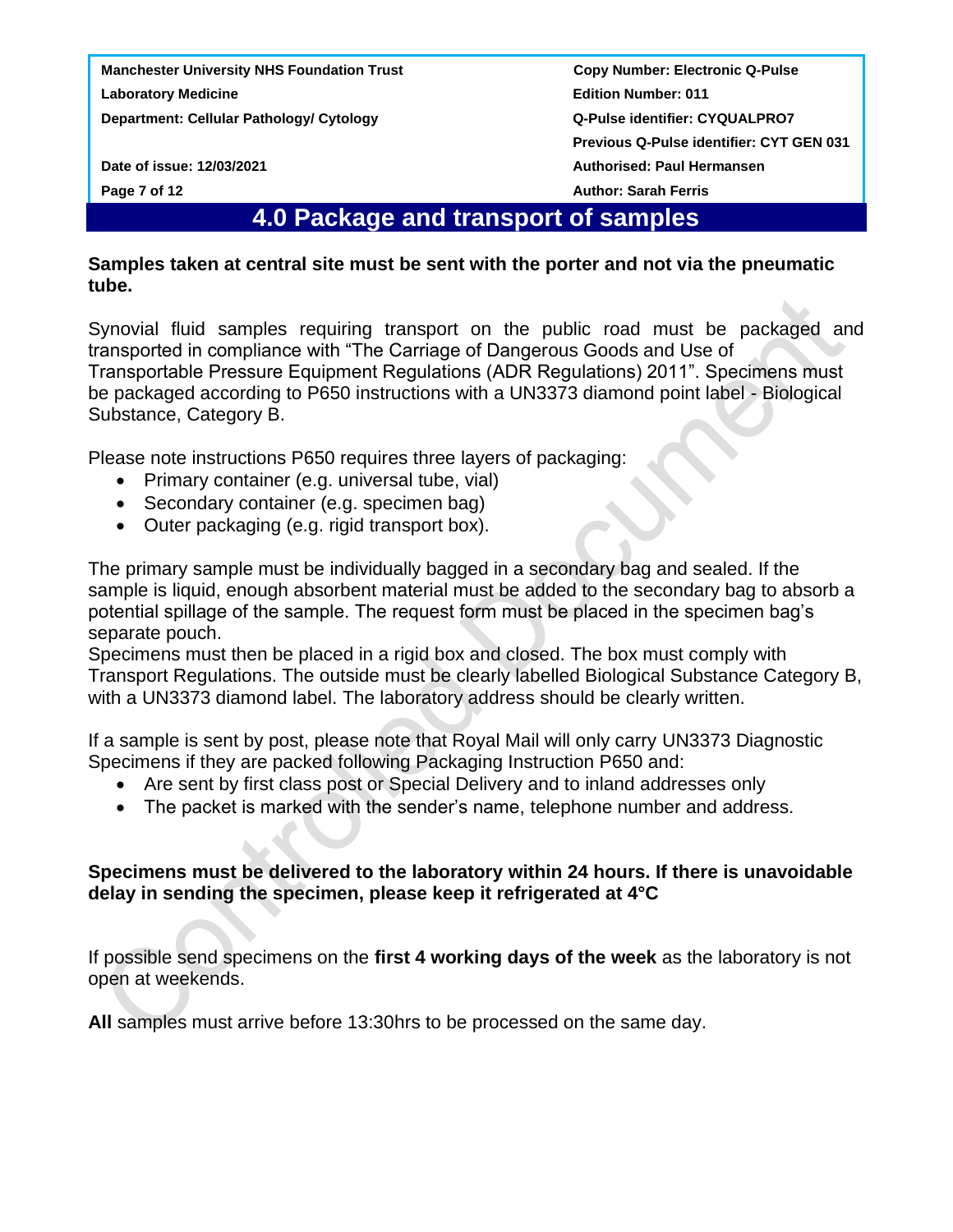## 4.0 Package and transport of samples

**Samples taken at central site must be sent with the porter and not via the pneumatic tube.**

Synovial fluid samples requiring transport on the public road must be packaged and transported in compliance with "The Carriage of Dangerous Goods and Use of Transportable Pressure Equipment Regulations (ADR Regulations) 2011". Specimens must be packaged according to P650 instructions with a UN3373 diamond point label - Biological Substance, Category B.

Please note instructions P650 requires three layers of packaging:

- Primary container (e.g. universal tube, vial)
- Secondary container (e.g. specimen bag)
- Outer packaging (e.g. rigid transport box).

The primary sample must be individually bagged in a secondary bag and sealed. If the sample is liquid, enough absorbent material must be added to the secondary bag to absorb a potential spillage of the sample. The request form must be placed in the specimen bag's separate pouch.
Specimens must then be placed in a rigid box and closed. The box must comply with Transport Regulations. The outside must be clearly labelled Biological Substance Category B, with a UN3373 diamond label. The laboratory address should be clearly written.

If a sample is sent by post, please note that Royal Mail will only carry UN3373 Diagnostic Specimens if they are packed following Packaging Instruction P650 and:

- Are sent by first class post or Special Delivery and to inland addresses only
- The packet is marked with the sender's name, telephone number and address.

**Specimens must be delivered to the laboratory within 24 hours. If there is unavoidable delay in sending the specimen, please keep it refrigerated at 4°C**

If possible send specimens on the **first 4 working days of the week** as the laboratory is not open at weekends.

**All** samples must arrive before 13:30hrs to be processed on the same day.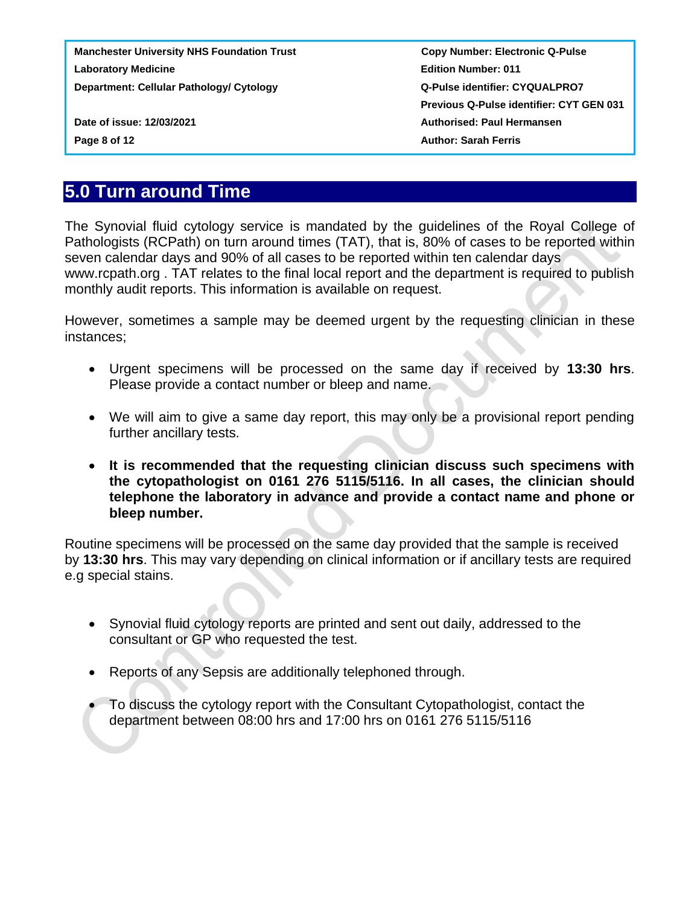## 5.0 Turn around Time

The Synovial fluid cytology service is mandated by the guidelines of the Royal College of Pathologists (RCPath) on turn around times (TAT), that is, 80% of cases to be reported within seven calendar days and 90% of all cases to be reported within ten calendar days www.rcpath.org . TAT relates to the final local report and the department is required to publish monthly audit reports. This information is available on request.

However, sometimes a sample may be deemed urgent by the requesting clinician in these instances;

- Urgent specimens will be processed on the same day if received by **13:30 hrs**. Please provide a contact number or bleep and name.
- We will aim to give a same day report, this may only be a provisional report pending further ancillary tests.
- **It is recommended that the requesting clinician discuss such specimens with the cytopathologist on 0161 276 5115/5116. In all cases, the clinician should telephone the laboratory in advance and provide a contact name and phone or bleep number.**

Routine specimens will be processed on the same day provided that the sample is received by **13:30 hrs**. This may vary depending on clinical information or if ancillary tests are required e.g special stains.

- Synovial fluid cytology reports are printed and sent out daily, addressed to the consultant or GP who requested the test.
- Reports of any Sepsis are additionally telephoned through.
- To discuss the cytology report with the Consultant Cytopathologist, contact the department between 08:00 hrs and 17:00 hrs on 0161 276 5115/5116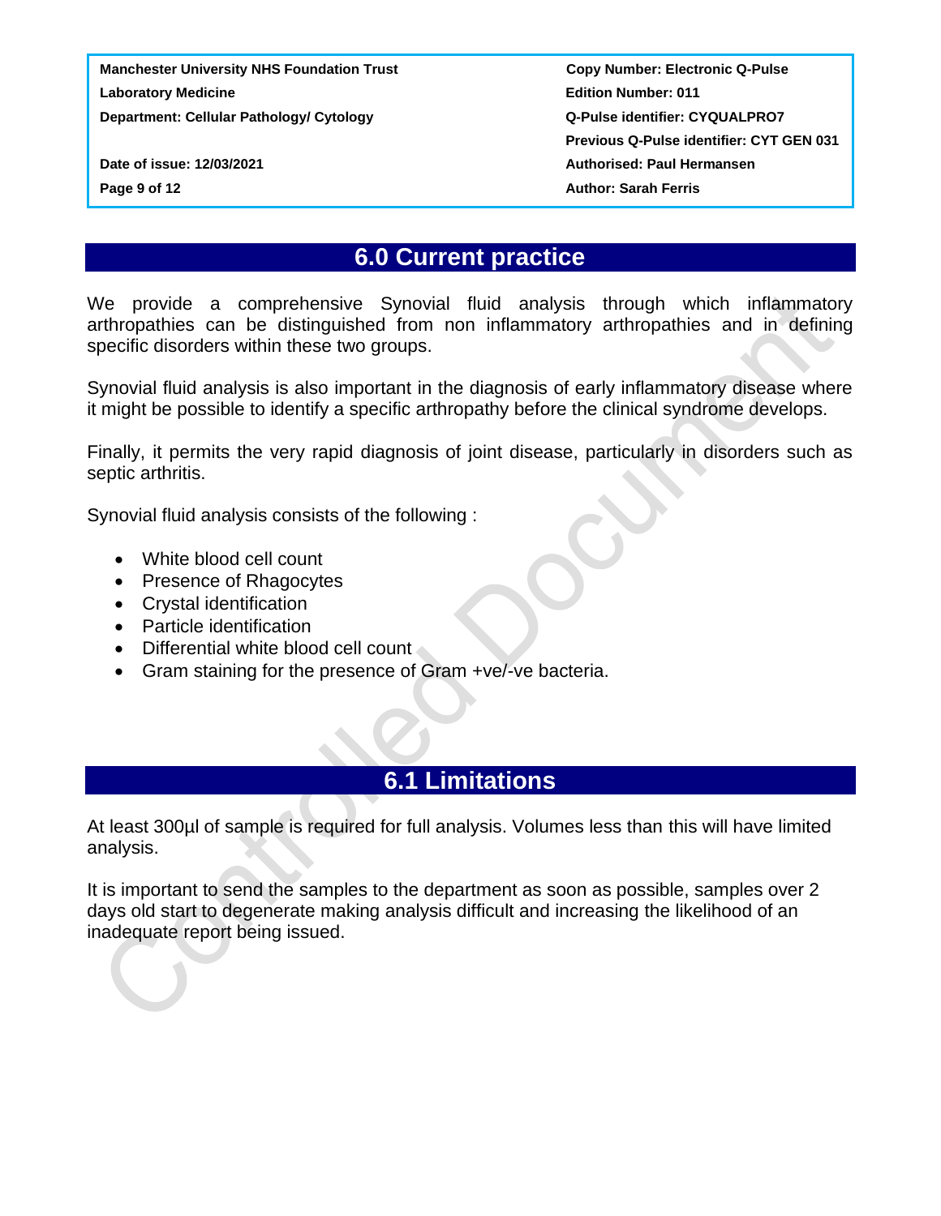## 6.0 Current practice

We provide a comprehensive Synovial fluid analysis through which inflammatory arthropathies can be distinguished from non inflammatory arthropathies and in defining specific disorders within these two groups.

Synovial fluid analysis is also important in the diagnosis of early inflammatory disease where it might be possible to identify a specific arthropathy before the clinical syndrome develops.

Finally, it permits the very rapid diagnosis of joint disease, particularly in disorders such as septic arthritis.

Synovial fluid analysis consists of the following :

- White blood cell count
- Presence of Rhagocytes
- Crystal identification
- Particle identification
- Differential white blood cell count
- Gram staining for the presence of Gram +ve/-ve bacteria.

## 6.1 Limitations

At least 300µl of sample is required for full analysis. Volumes less than this will have limited analysis.

It is important to send the samples to the department as soon as possible, samples over 2 days old start to degenerate making analysis difficult and increasing the likelihood of an inadequate report being issued.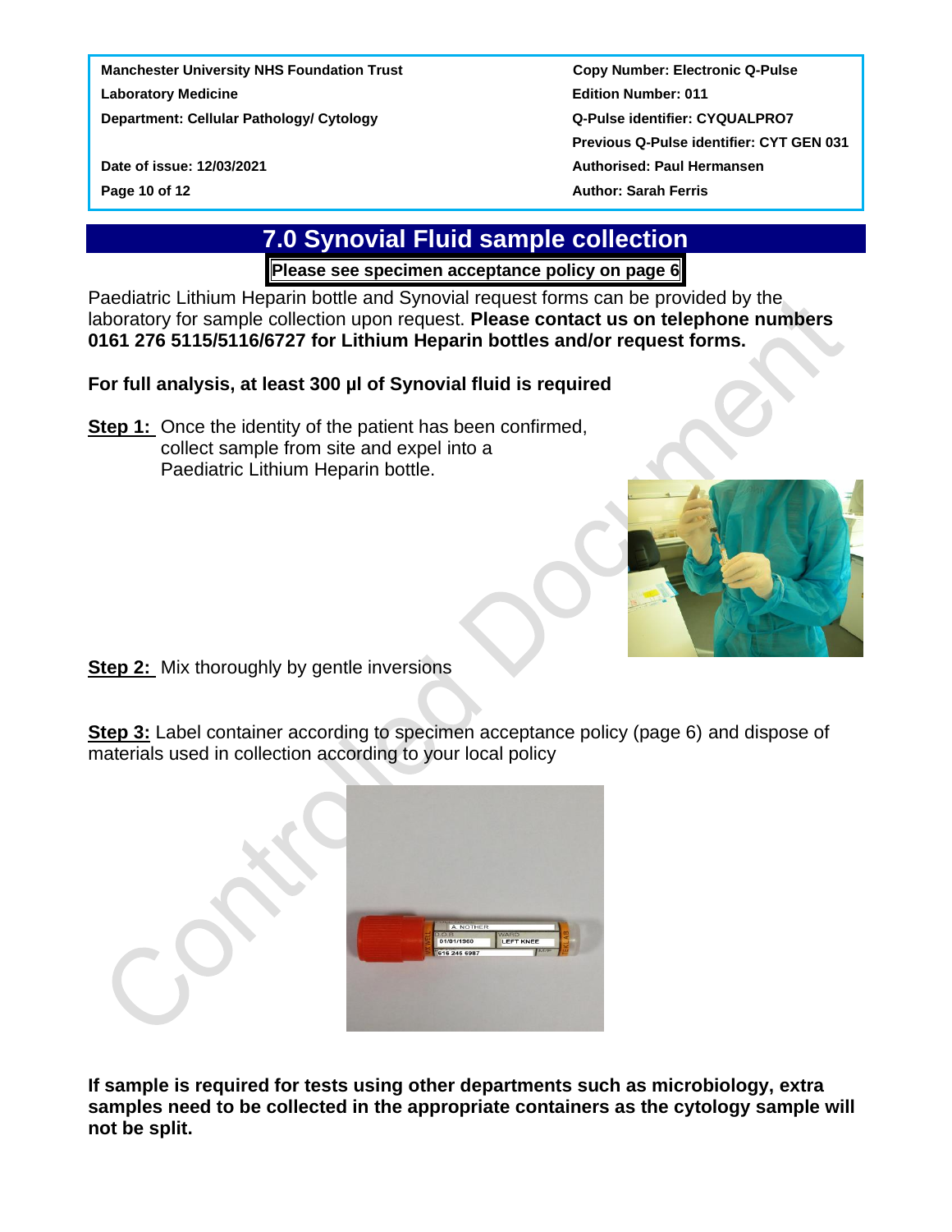# 7.0 Synovial Fluid sample collection

**Please see specimen acceptance policy on page 6**

Paediatric Lithium Heparin bottle and Synovial request forms can be provided by the laboratory for sample collection upon request. **Please contact us on telephone numbers 0161 276 5115/5116/6727 for Lithium Heparin bottles and/or request forms.**

**For full analysis, at least 300 µl of Synovial fluid is required**

**Step 1:** Once the identity of the patient has been confirmed, collect sample from site and expel into a Paediatric Lithium Heparin bottle.

**Step 2:** Mix thoroughly by gentle inversions

**Step 3:** Label container according to specimen acceptance policy (page 6) and dispose of materials used in collection according to your local policy

**If sample is required for tests using other departments such as microbiology, extra samples need to be collected in the appropriate containers as the cytology sample will not be split.**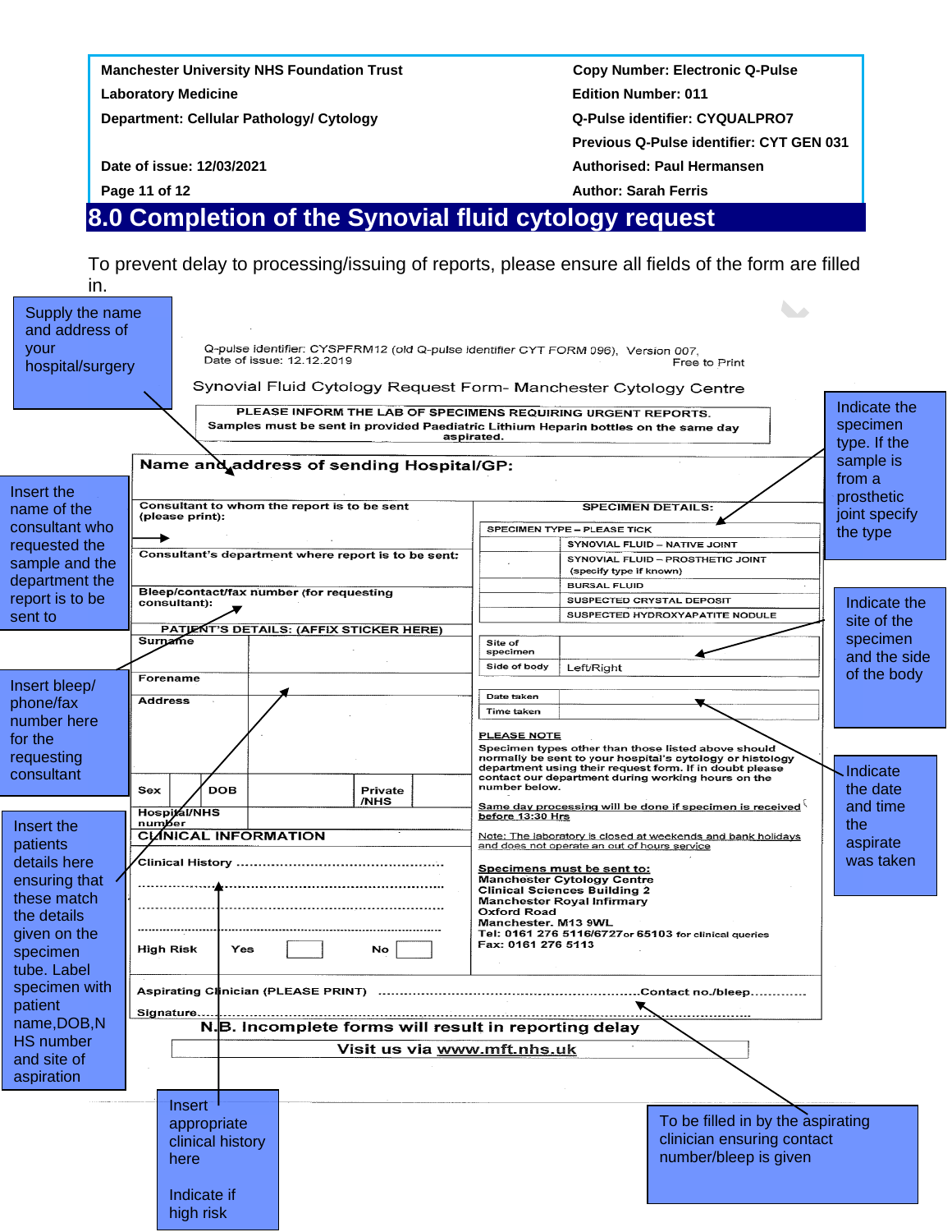## 8.0 Completion of the Synovial fluid cytology request

To prevent delay to processing/issuing of reports, please ensure all fields of the form are filled in.

Supply the name and address of your hospital/surgery

Q-pulse identifier: CYSPFRM12 (old Q-pulse identifier CYT FORM 096), Version 007,
Date of issue: 12.12.2019

Free to Print

Synovial Fluid Cytology Request Form- Manchester Cytology Centre

**PLEASE INFORM THE LAB OF SPECIMENS REQUIRING URGENT REPORTS.**
**Samples must be sent in provided Paediatric Lithium Heparin bottles on the same day aspirated.**

**Name and address of sending Hospital/GP:**

Insert the name of the consultant who requested the sample and the department the report is to be sent to

Consultant to whom the report is to be sent (please print):

Consultant's department where report is to be sent:

Bleep/contact/fax number (for requesting consultant):

Insert bleep/ phone/fax number here for the requesting consultant

**PATIENT'S DETAILS: (AFFIX STICKER HERE)**

| Surname | |
|---|---|
| Forename | |
| Address | |

| Sex | | DOB | | Private /NHS | |
|---|---|---|---|---|---|

Hospital/NHS number

Insert the patients details here ensuring that these match the details given on the specimen tube. Label specimen with patient name, DOB, NHS number and site of aspiration

**CLINICAL INFORMATION**

Clinical History ..............................................

High Risk &nbsp;&nbsp; Yes [ ] &nbsp;&nbsp; No [ ]

Insert appropriate clinical history here

Indicate if high risk

**SPECIMEN DETAILS:**

Indicate the specimen type. If the sample is from a prosthetic joint specify the type

| SPECIMEN TYPE – PLEASE TICK | |
|---|---|
| | SYNOVIAL FLUID – NATIVE JOINT |
| | SYNOVIAL FLUID – PROSTHETIC JOINT (specify type if known) |
| | BURSAL FLUID |
| | SUSPECTED CRYSTAL DEPOSIT |
| | SUSPECTED HYDROXYAPATITE NODULE |

| Site of specimen | |
|---|---|
| Side of body | Left/Right |

Indicate the site of the specimen and the side of the body

| Date taken | |
|---|---|
| Time taken | |

Indicate the date and time the aspirate was taken

**PLEASE NOTE**

Specimen types other than those listed above should normally be sent to your hospital's cytology or histology department using their request form. If in doubt please contact our department during working hours on the number below.

Same day processing will be done if specimen is received before 13:30 Hrs

Note: The laboratory is closed at weekends and bank holidays and does not operate an out of hours service

**Specimens must be sent to:**
**Manchester Cytology Centre**
**Clinical Sciences Building 2**
**Manchester Royal Infirmary**
**Oxford Road**
**Manchester. M13 9WL**
**Tel: 0161 276 5116/6727or 65103** for clinical queries
**Fax: 0161 276 5113**

Aspirating Clinician (PLEASE PRINT) ..............................................Contact no./bleep............

Signature..............................................

To be filled in by the aspirating clinician ensuring contact number/bleep is given

**N.B. Incomplete forms will result in reporting delay**

**Visit us via www.mft.nhs.uk**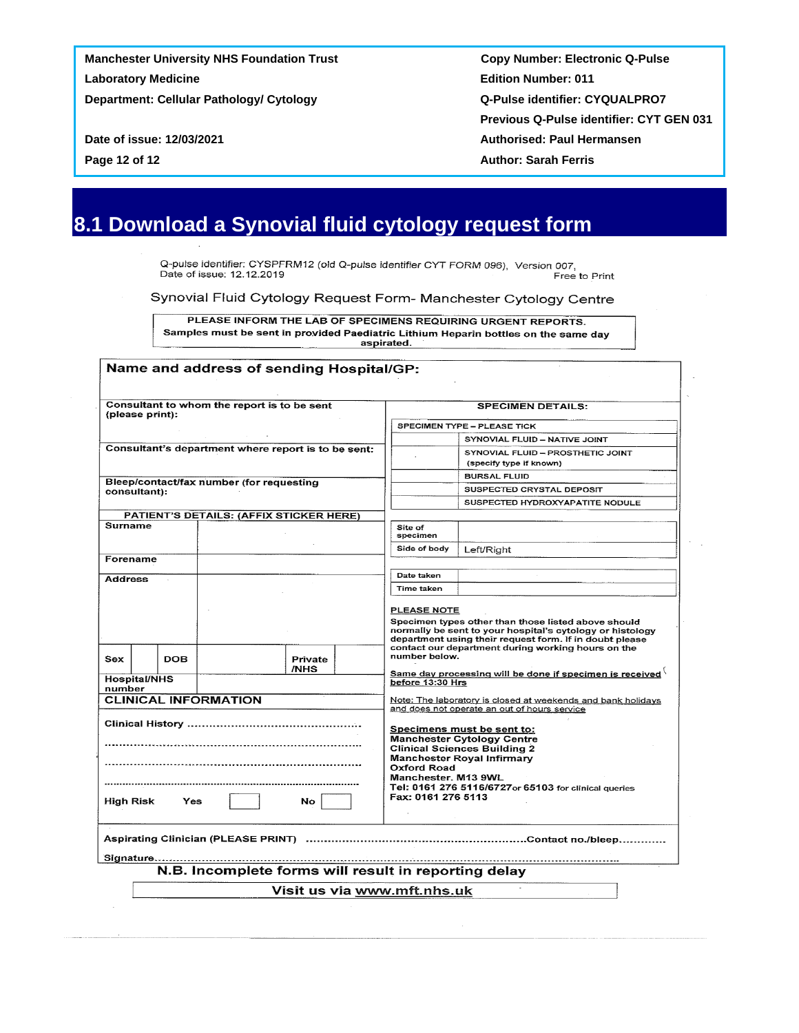# 8.1 Download a Synovial fluid cytology request form

Q-pulse identifier: CYSPFRM12 (old Q-pulse identifier CYT FORM 096), Version 007,
Date of issue: 12.12.2019

Free to Print

Synovial Fluid Cytology Request Form- Manchester Cytology Centre

**PLEASE INFORM THE LAB OF SPECIMENS REQUIRING URGENT REPORTS.**
**Samples must be sent in provided Paediatric Lithium Heparin bottles on the same day aspirated.**

**Name and address of sending Hospital/GP:**

**Consultant to whom the report is to be sent (please print):**

**Consultant's department where report is to be sent:**

**Bleep/contact/fax number (for requesting consultant):**

**PATIENT'S DETAILS: (AFFIX STICKER HERE)**

| | | | | | |
|---|---|---|---|---|---|
| Surname | | | | | |
| Forename | | | | | |
| Address | | | | | |
| Sex | | DOB | | Private /NHS | |
| Hospital/NHS number | | | | | |

**CLINICAL INFORMATION**

Clinical History ................................................

....................................................................

....................................................................

....................................................................

High Risk Yes ☐ No ☐

**SPECIMEN DETAILS:**

| SPECIMEN TYPE – PLEASE TICK | |
|---|---|
| | SYNOVIAL FLUID – NATIVE JOINT |
| | SYNOVIAL FLUID – PROSTHETIC JOINT (specify type if known) |
| | BURSAL FLUID |
| | SUSPECTED CRYSTAL DEPOSIT |
| | SUSPECTED HYDROXYAPATITE NODULE |

| | |
|---|---|
| Site of specimen | |
| Side of body | Left/Right |

| | |
|---|---|
| Date taken | |
| Time taken | |

**PLEASE NOTE**

Specimen types other than those listed above should normally be sent to your hospital's cytology or histology department using their request form. If in doubt please contact our department during working hours on the number below.

Same day processing will be done if specimen is received before 13:30 Hrs

Note: The laboratory is closed at weekends and bank holidays and does not operate an out of hours service

**Specimens must be sent to:**
**Manchester Cytology Centre**
**Clinical Sciences Building 2**
**Manchester Royal Infirmary**
**Oxford Road**
**Manchester. M13 9WL**
**Tel: 0161 276 5116/6727or 65103** for clinical queries
**Fax: 0161 276 5113**

Aspirating Clinician (PLEASE PRINT) ..........................................................Contact no./bleep.............

Signature...................................................................................................................................

**N.B. Incomplete forms will result in reporting delay**

**Visit us via www.mft.nhs.uk**